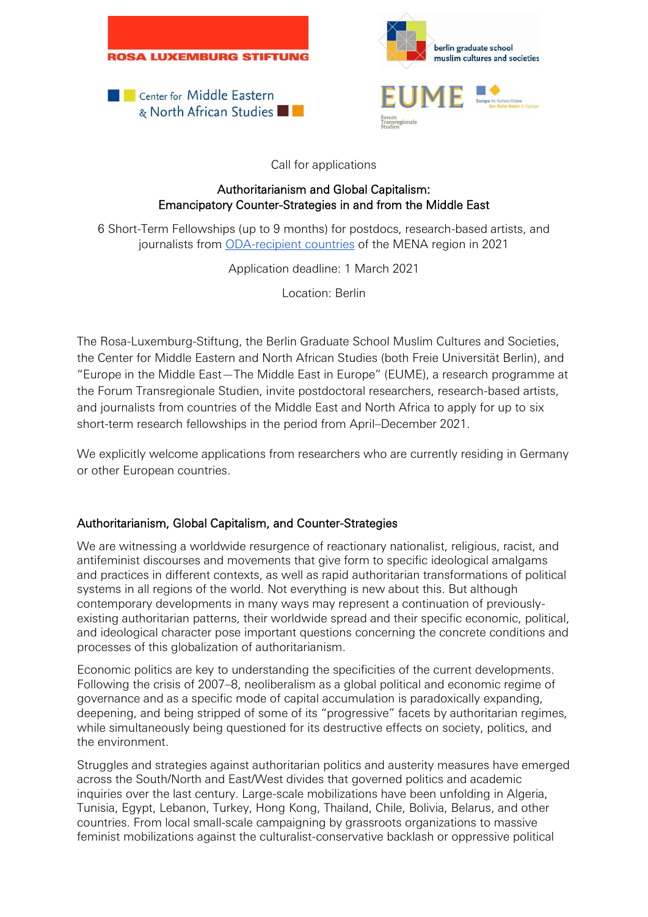ROSA LUXEMBURG STIFTUNG

berlin graduate school muslim cultures and societies

Center for Middle Eastern & North African Studies

EUME Europa im Nahen Osten Der Nahe Osten in Europa

Forum Transregionale Studien

Call for applications

# Authoritarianism and Global Capitalism: Emancipatory Counter-Strategies in and from the Middle East

6 Short-Term Fellowships (up to 9 months) for postdocs, research-based artists, and journalists from [ODA-recipient countries] of the MENA region in 2021

Application deadline: 1 March 2021

Location: Berlin

The Rosa-Luxemburg-Stiftung, the Berlin Graduate School Muslim Cultures and Societies, the Center for Middle Eastern and North African Studies (both Freie Universität Berlin), and "Europe in the Middle East—The Middle East in Europe" (EUME), a research programme at the Forum Transregionale Studien, invite postdoctoral researchers, research-based artists, and journalists from countries of the Middle East and North Africa to apply for up to six short-term research fellowships in the period from April–December 2021.

We explicitly welcome applications from researchers who are currently residing in Germany or other European countries.

## Authoritarianism, Global Capitalism, and Counter-Strategies

We are witnessing a worldwide resurgence of reactionary nationalist, religious, racist, and antifeminist discourses and movements that give form to specific ideological amalgams and practices in different contexts, as well as rapid authoritarian transformations of political systems in all regions of the world. Not everything is new about this. But although contemporary developments in many ways may represent a continuation of previously-existing authoritarian patterns, their worldwide spread and their specific economic, political, and ideological character pose important questions concerning the concrete conditions and processes of this globalization of authoritarianism.

Economic politics are key to understanding the specificities of the current developments. Following the crisis of 2007–8, neoliberalism as a global political and economic regime of governance and as a specific mode of capital accumulation is paradoxically expanding, deepening, and being stripped of some of its "progressive" facets by authoritarian regimes, while simultaneously being questioned for its destructive effects on society, politics, and the environment.

Struggles and strategies against authoritarian politics and austerity measures have emerged across the South/North and East/West divides that governed politics and academic inquiries over the last century. Large-scale mobilizations have been unfolding in Algeria, Tunisia, Egypt, Lebanon, Turkey, Hong Kong, Thailand, Chile, Bolivia, Belarus, and other countries. From local small-scale campaigning by grassroots organizations to massive feminist mobilizations against the culturalist-conservative backlash or oppressive political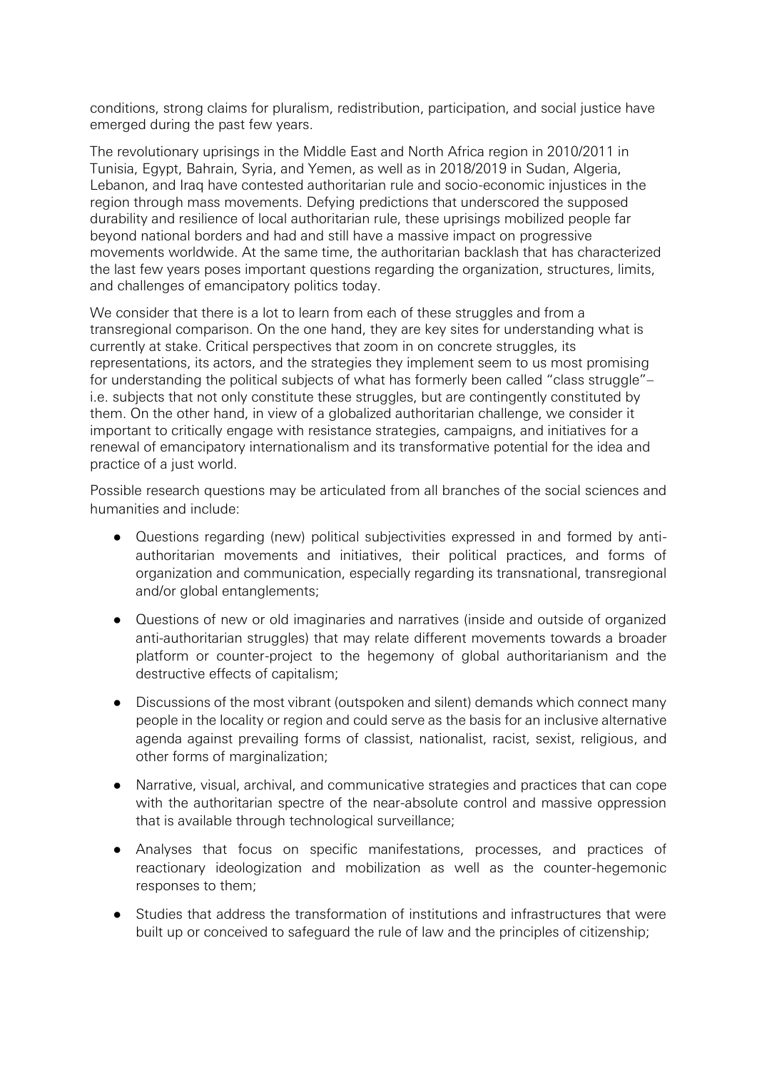conditions, strong claims for pluralism, redistribution, participation, and social justice have emerged during the past few years.

The revolutionary uprisings in the Middle East and North Africa region in 2010/2011 in Tunisia, Egypt, Bahrain, Syria, and Yemen, as well as in 2018/2019 in Sudan, Algeria, Lebanon, and Iraq have contested authoritarian rule and socio-economic injustices in the region through mass movements. Defying predictions that underscored the supposed durability and resilience of local authoritarian rule, these uprisings mobilized people far beyond national borders and had and still have a massive impact on progressive movements worldwide. At the same time, the authoritarian backlash that has characterized the last few years poses important questions regarding the organization, structures, limits, and challenges of emancipatory politics today.

We consider that there is a lot to learn from each of these struggles and from a transregional comparison. On the one hand, they are key sites for understanding what is currently at stake. Critical perspectives that zoom in on concrete struggles, its representations, its actors, and the strategies they implement seem to us most promising for understanding the political subjects of what has formerly been called "class struggle"– i.e. subjects that not only constitute these struggles, but are contingently constituted by them. On the other hand, in view of a globalized authoritarian challenge, we consider it important to critically engage with resistance strategies, campaigns, and initiatives for a renewal of emancipatory internationalism and its transformative potential for the idea and practice of a just world.

Possible research questions may be articulated from all branches of the social sciences and humanities and include:

- Questions regarding (new) political subjectivities expressed in and formed by anti-authoritarian movements and initiatives, their political practices, and forms of organization and communication, especially regarding its transnational, transregional and/or global entanglements;
- Questions of new or old imaginaries and narratives (inside and outside of organized anti-authoritarian struggles) that may relate different movements towards a broader platform or counter-project to the hegemony of global authoritarianism and the destructive effects of capitalism;
- Discussions of the most vibrant (outspoken and silent) demands which connect many people in the locality or region and could serve as the basis for an inclusive alternative agenda against prevailing forms of classist, nationalist, racist, sexist, religious, and other forms of marginalization;
- Narrative, visual, archival, and communicative strategies and practices that can cope with the authoritarian spectre of the near-absolute control and massive oppression that is available through technological surveillance;
- Analyses that focus on specific manifestations, processes, and practices of reactionary ideologization and mobilization as well as the counter-hegemonic responses to them;
- Studies that address the transformation of institutions and infrastructures that were built up or conceived to safeguard the rule of law and the principles of citizenship;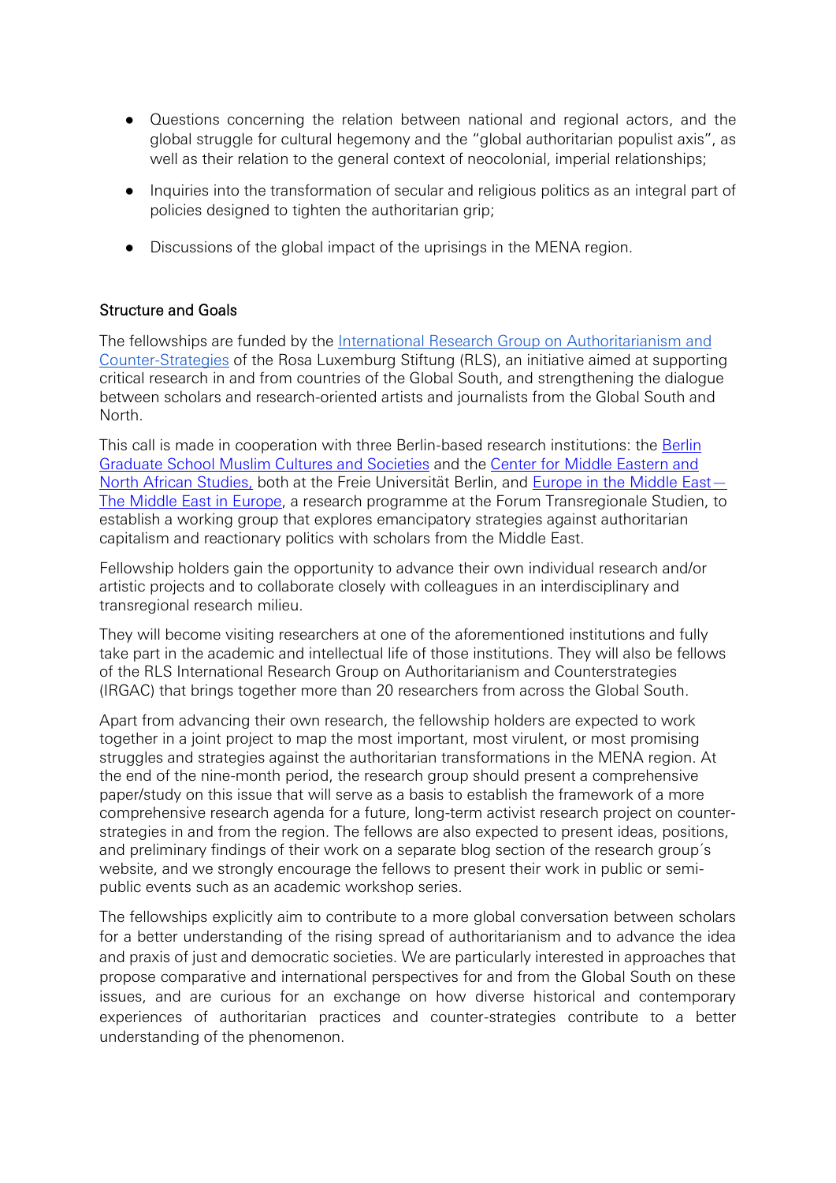- Questions concerning the relation between national and regional actors, and the global struggle for cultural hegemony and the "global authoritarian populist axis", as well as their relation to the general context of neocolonial, imperial relationships;

- Inquiries into the transformation of secular and religious politics as an integral part of policies designed to tighten the authoritarian grip;

- Discussions of the global impact of the uprisings in the MENA region.

## Structure and Goals

The fellowships are funded by the International Research Group on Authoritarianism and Counter-Strategies of the Rosa Luxemburg Stiftung (RLS), an initiative aimed at supporting critical research in and from countries of the Global South, and strengthening the dialogue between scholars and research-oriented artists and journalists from the Global South and North.

This call is made in cooperation with three Berlin-based research institutions: the Berlin Graduate School Muslim Cultures and Societies and the Center for Middle Eastern and North African Studies, both at the Freie Universität Berlin, and Europe in the Middle East—The Middle East in Europe, a research programme at the Forum Transregionale Studien, to establish a working group that explores emancipatory strategies against authoritarian capitalism and reactionary politics with scholars from the Middle East.

Fellowship holders gain the opportunity to advance their own individual research and/or artistic projects and to collaborate closely with colleagues in an interdisciplinary and transregional research milieu.

They will become visiting researchers at one of the aforementioned institutions and fully take part in the academic and intellectual life of those institutions. They will also be fellows of the RLS International Research Group on Authoritarianism and Counterstrategies (IRGAC) that brings together more than 20 researchers from across the Global South.

Apart from advancing their own research, the fellowship holders are expected to work together in a joint project to map the most important, most virulent, or most promising struggles and strategies against the authoritarian transformations in the MENA region. At the end of the nine-month period, the research group should present a comprehensive paper/study on this issue that will serve as a basis to establish the framework of a more comprehensive research agenda for a future, long-term activist research project on counter-strategies in and from the region. The fellows are also expected to present ideas, positions, and preliminary findings of their work on a separate blog section of the research group´s website, and we strongly encourage the fellows to present their work in public or semi-public events such as an academic workshop series.

The fellowships explicitly aim to contribute to a more global conversation between scholars for a better understanding of the rising spread of authoritarianism and to advance the idea and praxis of just and democratic societies. We are particularly interested in approaches that propose comparative and international perspectives for and from the Global South on these issues, and are curious for an exchange on how diverse historical and contemporary experiences of authoritarian practices and counter-strategies contribute to a better understanding of the phenomenon.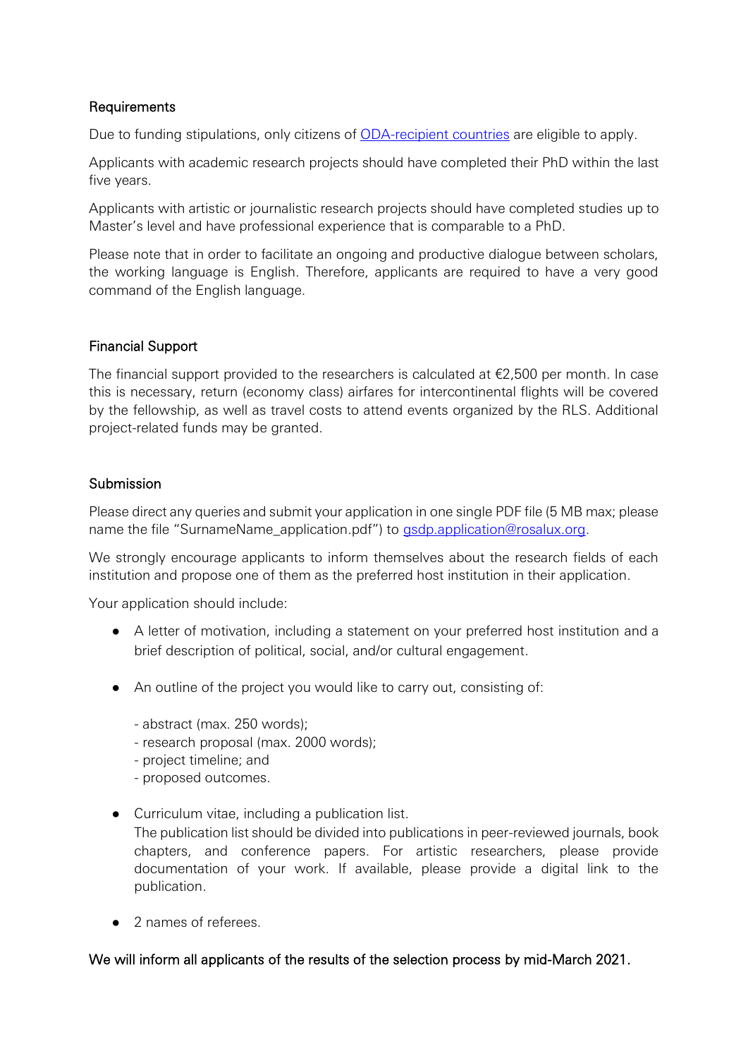## Requirements

Due to funding stipulations, only citizens of [ODA-recipient countries]() are eligible to apply.

Applicants with academic research projects should have completed their PhD within the last five years.

Applicants with artistic or journalistic research projects should have completed studies up to Master's level and have professional experience that is comparable to a PhD.

Please note that in order to facilitate an ongoing and productive dialogue between scholars, the working language is English. Therefore, applicants are required to have a very good command of the English language.

## Financial Support

The financial support provided to the researchers is calculated at €2,500 per month. In case this is necessary, return (economy class) airfares for intercontinental flights will be covered by the fellowship, as well as travel costs to attend events organized by the RLS. Additional project-related funds may be granted.

## Submission

Please direct any queries and submit your application in one single PDF file (5 MB max; please name the file "SurnameName_application.pdf") to gsdp.application@rosalux.org.

We strongly encourage applicants to inform themselves about the research fields of each institution and propose one of them as the preferred host institution in their application.

Your application should include:

- A letter of motivation, including a statement on your preferred host institution and a brief description of political, social, and/or cultural engagement.
- An outline of the project you would like to carry out, consisting of:

  - abstract (max. 250 words);
  - research proposal (max. 2000 words);
  - project timeline; and
  - proposed outcomes.

- Curriculum vitae, including a publication list.
  The publication list should be divided into publications in peer-reviewed journals, book chapters, and conference papers. For artistic researchers, please provide documentation of your work. If available, please provide a digital link to the publication.
- 2 names of referees.

We will inform all applicants of the results of the selection process by mid-March 2021.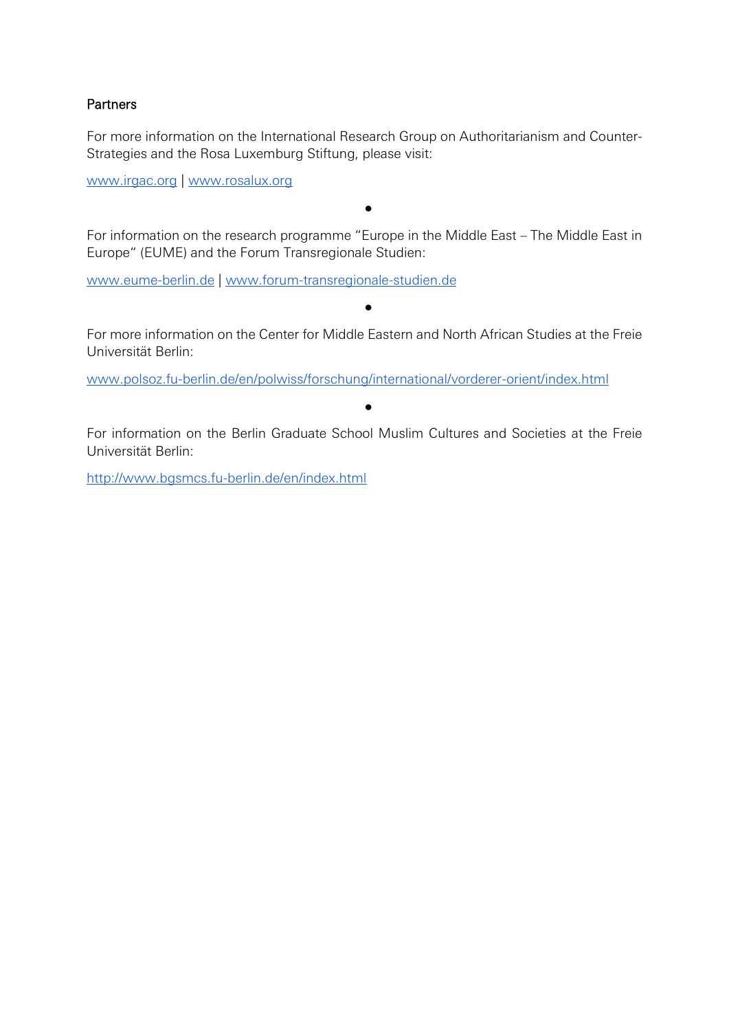Partners

For more information on the International Research Group on Authoritarianism and Counter-Strategies and the Rosa Luxemburg Stiftung, please visit:

www.irgac.org | www.rosalux.org

•

For information on the research programme "Europe in the Middle East – The Middle East in Europe" (EUME) and the Forum Transregionale Studien:

www.eume-berlin.de | www.forum-transregionale-studien.de

•

For more information on the Center for Middle Eastern and North African Studies at the Freie Universität Berlin:

www.polsoz.fu-berlin.de/en/polwiss/forschung/international/vorderer-orient/index.html

•

For information on the Berlin Graduate School Muslim Cultures and Societies at the Freie Universität Berlin:

http://www.bgsmcs.fu-berlin.de/en/index.html